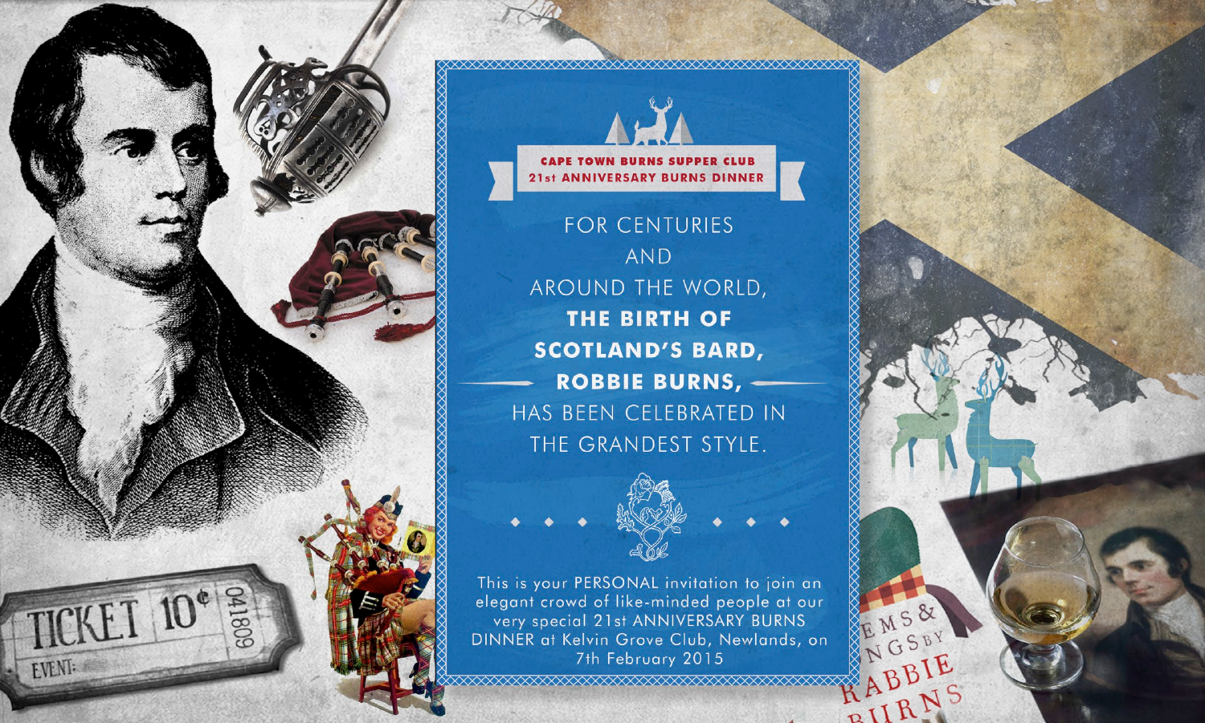## CAPE TOWN BURNS SUPPER CLUB
## 21st ANNIVERSARY BURNS DINNER

FOR CENTURIES
AND
AROUND THE WORLD,
**THE BIRTH OF**
**SCOTLAND'S BARD,**
**ROBBIE BURNS,**
HAS BEEN CELEBRATED IN
THE GRANDEST STYLE.

This is your PERSONAL invitation to join an elegant crowd of like-minded people at our very special 21st ANNIVERSARY BURNS DINNER at Kelvin Grove Club, Newlands, on 7th February 2015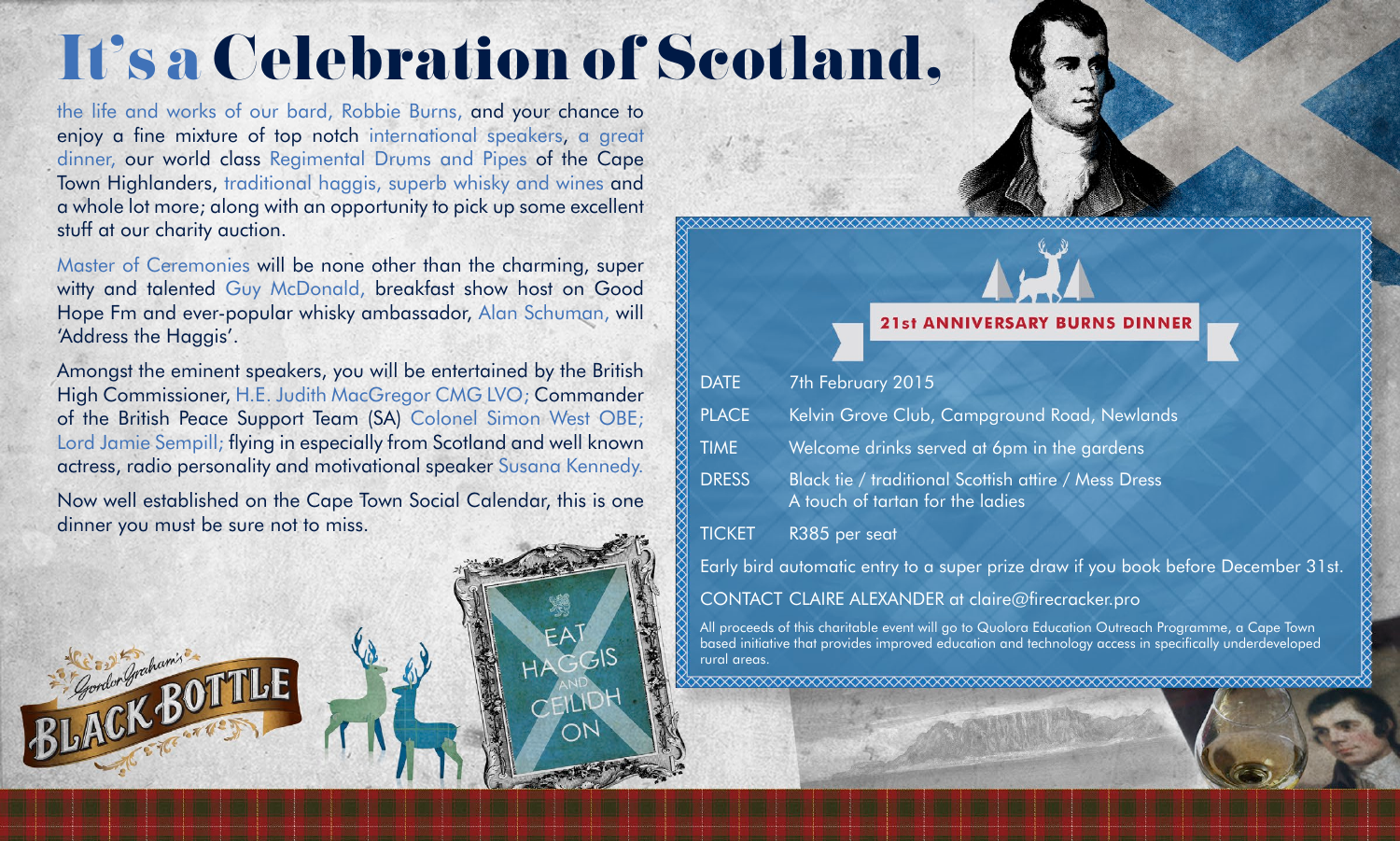# It's a Celebration of Scotland,

the life and works of our bard, Robbie Burns, and your chance to enjoy a fine mixture of top notch international speakers, a great dinner, our world class Regimental Drums and Pipes of the Cape Town Highlanders, traditional haggis, superb whisky and wines and a whole lot more; along with an opportunity to pick up some excellent stuff at our charity auction.

Master of Ceremonies will be none other than the charming, super witty and talented Guy McDonald, breakfast show host on Good Hope Fm and ever-popular whisky ambassador, Alan Schuman, will 'Address the Haggis'.

Amongst the eminent speakers, you will be entertained by the British High Commissioner, H.E. Judith MacGregor CMG LVO; Commander of the British Peace Support Team (SA) Colonel Simon West OBE; Lord Jamie Sempill; flying in especially from Scotland and well known actress, radio personality and motivational speaker Susana Kennedy.

Now well established on the Cape Town Social Calendar, this is one dinner you must be sure not to miss.

## 21st ANNIVERSARY BURNS DINNER

| | |
|---|---|
| DATE | 7th February 2015 |
| PLACE | Kelvin Grove Club, Campground Road, Newlands |
| TIME | Welcome drinks served at 6pm in the gardens |
| DRESS | Black tie / traditional Scottish attire / Mess Dress<br>A touch of tartan for the ladies |
| TICKET | R385 per seat |

Early bird automatic entry to a super prize draw if you book before December 31st.

CONTACT CLAIRE ALEXANDER at claire@firecracker.pro

All proceeds of this charitable event will go to Quolora Education Outreach Programme, a Cape Town based initiative that provides improved education and technology access in specifically underdeveloped rural areas.

Gordon Graham's BLACK BOTTLE

EAT HAGGIS AND CEILIDH ON